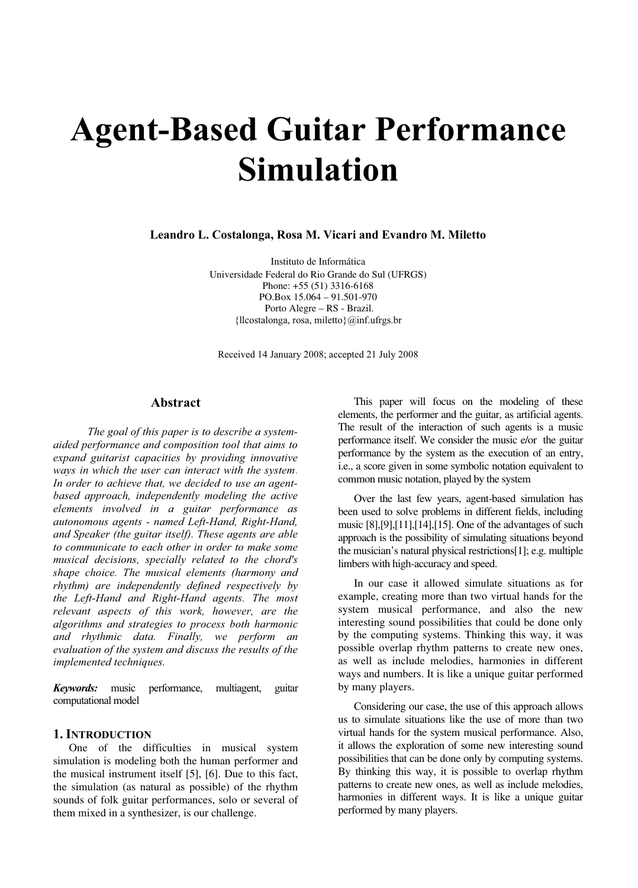# Agent-Based Guitar Performance Simulation

**Leandro L. Costalonga, Rosa M. Vicari and Evandro M. Miletto**

Instituto de Informática
Universidade Federal do Rio Grande do Sul (UFRGS)
Phone: +55 (51) 3316-6168
PO.Box 15.064 – 91.501-970
Porto Alegre – RS - Brazil.
{llcostalonga, rosa, miletto}@inf.ufrgs.br

Received 14 January 2008; accepted 21 July 2008

## Abstract

*The goal of this paper is to describe a system-aided performance and composition tool that aims to expand guitarist capacities by providing innovative ways in which the user can interact with the system. In order to achieve that, we decided to use an agent-based approach, independently modeling the active elements involved in a guitar performance as autonomous agents - named Left-Hand, Right-Hand, and Speaker (the guitar itself). These agents are able to communicate to each other in order to make some musical decisions, specially related to the chord's shape choice. The musical elements (harmony and rhythm) are independently defined respectively by the Left-Hand and Right-Hand agents. The most relevant aspects of this work, however, are the algorithms and strategies to process both harmonic and rhythmic data. Finally, we perform an evaluation of the system and discuss the results of the implemented techniques.*

***Keywords:*** music performance, multiagent, guitar computational model

## 1. Introduction

One of the difficulties in musical system simulation is modeling both the human performer and the musical instrument itself [5], [6]. Due to this fact, the simulation (as natural as possible) of the rhythm sounds of folk guitar performances, solo or several of them mixed in a synthesizer, is our challenge.

This paper will focus on the modeling of these elements, the performer and the guitar, as artificial agents. The result of the interaction of such agents is a music performance itself. We consider the music e/or the guitar performance by the system as the execution of an entry, i.e., a score given in some symbolic notation equivalent to common music notation, played by the system

Over the last few years, agent-based simulation has been used to solve problems in different fields, including music [8],[9],[11],[14],[15]. One of the advantages of such approach is the possibility of simulating situations beyond the musician's natural physical restrictions[1]; e.g. multiple limbers with high-accuracy and speed.

In our case it allowed simulate situations as for example, creating more than two virtual hands for the system musical performance, and also the new interesting sound possibilities that could be done only by the computing systems. Thinking this way, it was possible overlap rhythm patterns to create new ones, as well as include melodies, harmonies in different ways and numbers. It is like a unique guitar performed by many players.

Considering our case, the use of this approach allows us to simulate situations like the use of more than two virtual hands for the system musical performance. Also, it allows the exploration of some new interesting sound possibilities that can be done only by computing systems. By thinking this way, it is possible to overlap rhythm patterns to create new ones, as well as include melodies, harmonies in different ways. It is like a unique guitar performed by many players.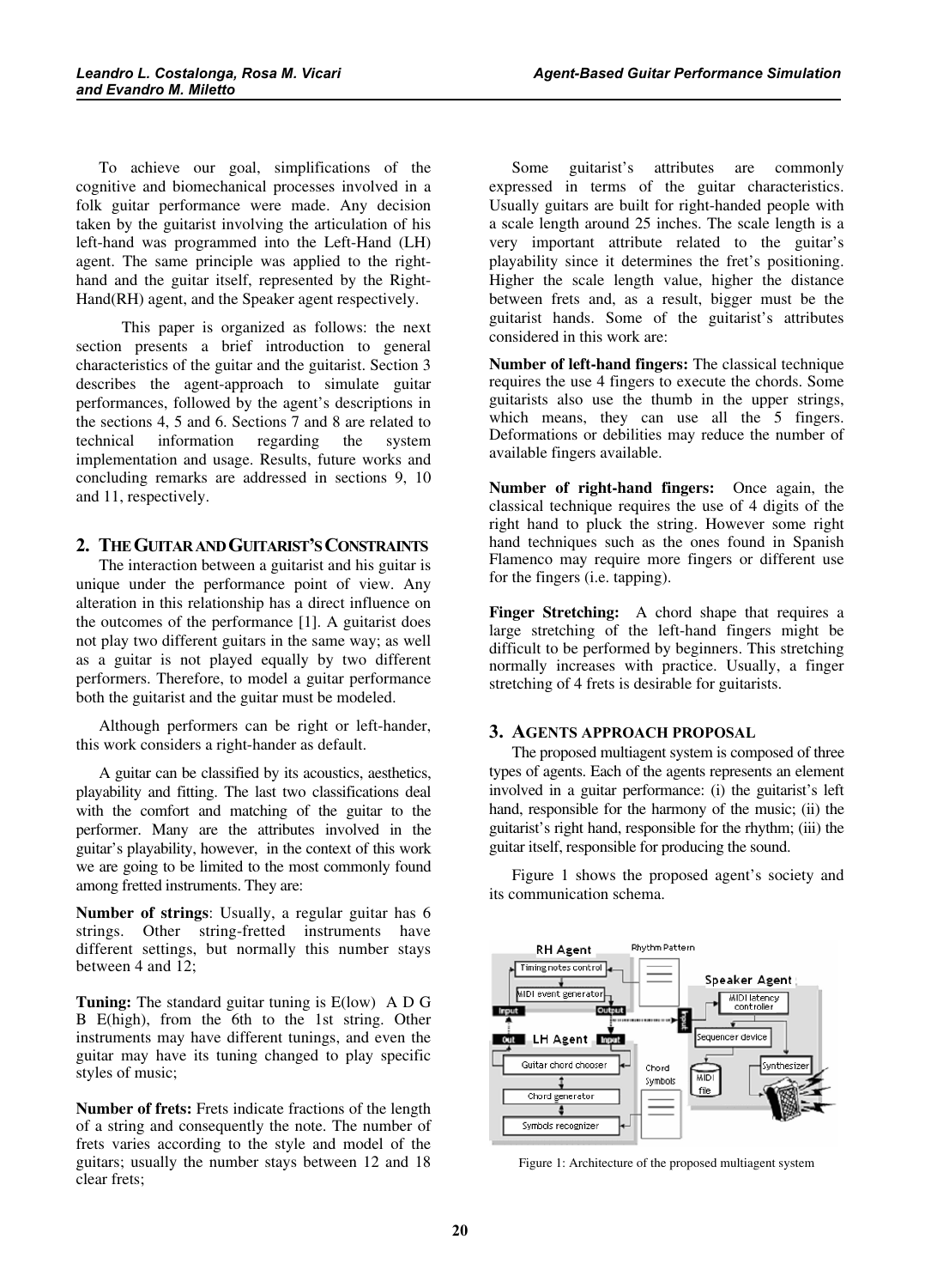To achieve our goal, simplifications of the cognitive and biomechanical processes involved in a folk guitar performance were made. Any decision taken by the guitarist involving the articulation of his left-hand was programmed into the Left-Hand (LH) agent. The same principle was applied to the right-hand and the guitar itself, represented by the Right-Hand(RH) agent, and the Speaker agent respectively.

This paper is organized as follows: the next section presents a brief introduction to general characteristics of the guitar and the guitarist. Section 3 describes the agent-approach to simulate guitar performances, followed by the agent's descriptions in the sections 4, 5 and 6. Sections 7 and 8 are related to technical information regarding the system implementation and usage. Results, future works and concluding remarks are addressed in sections 9, 10 and 11, respectively.

## 2. The Guitar and Guitarist's Constraints

The interaction between a guitarist and his guitar is unique under the performance point of view. Any alteration in this relationship has a direct influence on the outcomes of the performance [1]. A guitarist does not play two different guitars in the same way; as well as a guitar is not played equally by two different performers. Therefore, to model a guitar performance both the guitarist and the guitar must be modeled.

Although performers can be right or left-hander, this work considers a right-hander as default.

A guitar can be classified by its acoustics, aesthetics, playability and fitting. The last two classifications deal with the comfort and matching of the guitar to the performer. Many are the attributes involved in the guitar's playability, however, in the context of this work we are going to be limited to the most commonly found among fretted instruments. They are:

**Number of strings**: Usually, a regular guitar has 6 strings. Other string-fretted instruments have different settings, but normally this number stays between 4 and 12;

**Tuning:** The standard guitar tuning is E(low) A D G B E(high), from the 6th to the 1st string. Other instruments may have different tunings, and even the guitar may have its tuning changed to play specific styles of music;

**Number of frets:** Frets indicate fractions of the length of a string and consequently the note. The number of frets varies according to the style and model of the guitars; usually the number stays between 12 and 18 clear frets;

Some guitarist's attributes are commonly expressed in terms of the guitar characteristics. Usually guitars are built for right-handed people with a scale length around 25 inches. The scale length is a very important attribute related to the guitar's playability since it determines the fret's positioning. Higher the scale length value, higher the distance between frets and, as a result, bigger must be the guitarist hands. Some of the guitarist's attributes considered in this work are:

**Number of left-hand fingers:** The classical technique requires the use 4 fingers to execute the chords. Some guitarists also use the thumb in the upper strings, which means, they can use all the 5 fingers. Deformations or debilities may reduce the number of available fingers available.

**Number of right-hand fingers:** Once again, the classical technique requires the use of 4 digits of the right hand to pluck the string. However some right hand techniques such as the ones found in Spanish Flamenco may require more fingers or different use for the fingers (i.e. tapping).

**Finger Stretching:** A chord shape that requires a large stretching of the left-hand fingers might be difficult to be performed by beginners. This stretching normally increases with practice. Usually, a finger stretching of 4 frets is desirable for guitarists.

## 3. Agents Approach Proposal

The proposed multiagent system is composed of three types of agents. Each of the agents represents an element involved in a guitar performance: (i) the guitarist's left hand, responsible for the harmony of the music; (ii) the guitarist's right hand, responsible for the rhythm; (iii) the guitar itself, responsible for producing the sound.

Figure 1 shows the proposed agent's society and its communication schema.

Figure 1: Architecture of the proposed multiagent system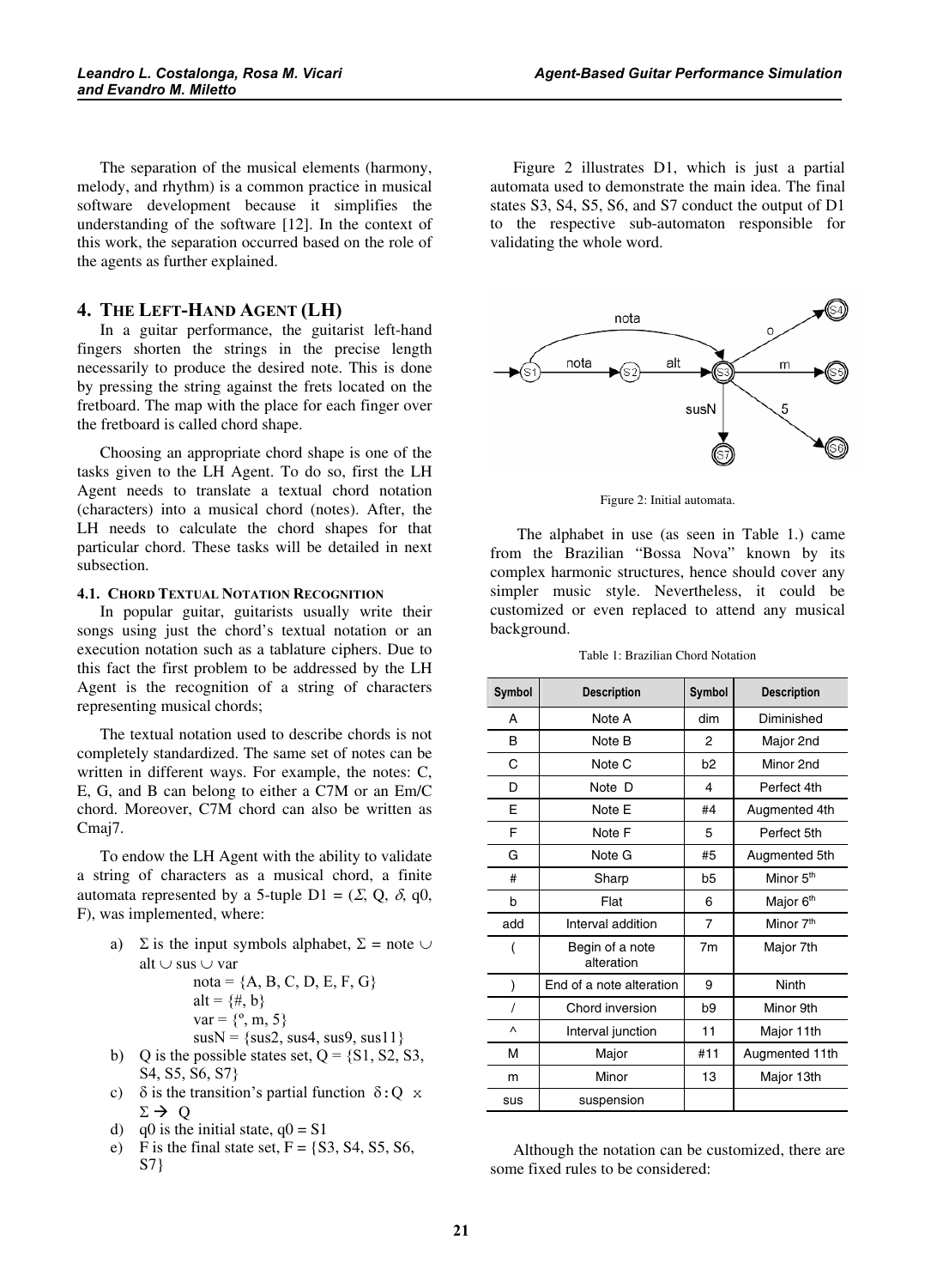The separation of the musical elements (harmony, melody, and rhythm) is a common practice in musical software development because it simplifies the understanding of the software [12]. In the context of this work, the separation occurred based on the role of the agents as further explained.

## 4. The Left-Hand Agent (LH)

In a guitar performance, the guitarist left-hand fingers shorten the strings in the precise length necessarily to produce the desired note. This is done by pressing the string against the frets located on the fretboard. The map with the place for each finger over the fretboard is called chord shape.

Choosing an appropriate chord shape is one of the tasks given to the LH Agent. To do so, first the LH Agent needs to translate a textual chord notation (characters) into a musical chord (notes). After, the LH needs to calculate the chord shapes for that particular chord. These tasks will be detailed in next subsection.

### 4.1. Chord Textual Notation Recognition

In popular guitar, guitarists usually write their songs using just the chord's textual notation or an execution notation such as a tablature ciphers. Due to this fact the first problem to be addressed by the LH Agent is the recognition of a string of characters representing musical chords;

The textual notation used to describe chords is not completely standardized. The same set of notes can be written in different ways. For example, the notes: C, E, G, and B can belong to either a C7M or an Em/C chord. Moreover, C7M chord can also be written as Cmaj7.

To endow the LH Agent with the ability to validate a string of characters as a musical chord, a finite automata represented by a 5-tuple D1 = ($\Sigma$, Q, $\delta$, q0, F), was implemented, where:

a) $\Sigma$ is the input symbols alphabet, $\Sigma$ = note $\cup$ alt $\cup$ sus $\cup$ var
   nota = {A, B, C, D, E, F, G}
   alt = {#, b}
   var = {º, m, 5}
   susN = {sus2, sus4, sus9, sus11}

b) Q is the possible states set, Q = {S1, S2, S3, S4, S5, S6, S7}

c) $\delta$ is the transition's partial function $\delta: Q \times \Sigma \rightarrow Q$

d) q0 is the initial state, q0 = S1

e) F is the final state set, F = {S3, S4, S5, S6, S7}

Figure 2 illustrates D1, which is just a partial automata used to demonstrate the main idea. The final states S3, S4, S5, S6, and S7 conduct the output of D1 to the respective sub-automaton responsible for validating the whole word.

Figure 2: Initial automata.

The alphabet in use (as seen in Table 1.) came from the Brazilian "Bossa Nova" known by its complex harmonic structures, hence should cover any simpler music style. Nevertheless, it could be customized or even replaced to attend any musical background.

Table 1: Brazilian Chord Notation

| Symbol | Description | Symbol | Description |
|---|---|---|---|
| A | Note A | dim | Diminished |
| B | Note B | 2 | Major 2nd |
| C | Note C | b2 | Minor 2nd |
| D | Note D | 4 | Perfect 4th |
| E | Note E | #4 | Augmented 4th |
| F | Note F | 5 | Perfect 5th |
| G | Note G | #5 | Augmented 5th |
| # | Sharp | b5 | Minor 5th |
| b | Flat | 6 | Major 6th |
| add | Interval addition | 7 | Minor 7th |
| ( | Begin of a note alteration | 7m | Major 7th |
| ) | End of a note alteration | 9 | Ninth |
| / | Chord inversion | b9 | Minor 9th |
| ^ | Interval junction | 11 | Major 11th |
| M | Major | #11 | Augmented 11th |
| m | Minor | 13 | Major 13th |
| sus | suspension | | |

Although the notation can be customized, there are some fixed rules to be considered: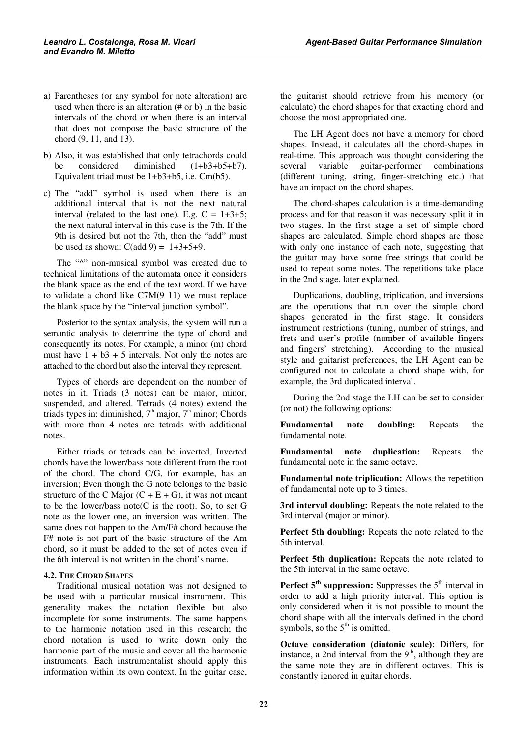a) Parentheses (or any symbol for note alteration) are used when there is an alteration (# or b) in the basic intervals of the chord or when there is an interval that does not compose the basic structure of the chord (9, 11, and 13).

b) Also, it was established that only tetrachords could be considered diminished (1+b3+b5+b7). Equivalent triad must be 1+b3+b5, i.e. Cm(b5).

c) The "add" symbol is used when there is an additional interval that is not the next natural interval (related to the last one). E.g. C = 1+3+5; the next natural interval in this case is the 7th. If the 9th is desired but not the 7th, then the "add" must be used as shown: C(add 9) = 1+3+5+9.

The "^" non-musical symbol was created due to technical limitations of the automata once it considers the blank space as the end of the text word. If we have to validate a chord like C7M(9 11) we must replace the blank space by the "interval junction symbol".

Posterior to the syntax analysis, the system will run a semantic analysis to determine the type of chord and consequently its notes. For example, a minor (m) chord must have 1 + b3 + 5 intervals. Not only the notes are attached to the chord but also the interval they represent.

Types of chords are dependent on the number of notes in it. Triads (3 notes) can be major, minor, suspended, and altered. Tetrads (4 notes) extend the triads types in: diminished, 7th major, 7th minor; Chords with more than 4 notes are tetrads with additional notes.

Either triads or tetrads can be inverted. Inverted chords have the lower/bass note different from the root of the chord. The chord C/G, for example, has an inversion; Even though the G note belongs to the basic structure of the C Major (C + E + G), it was not meant to be the lower/bass note(C is the root). So, to set G note as the lower one, an inversion was written. The same does not happen to the Am/F# chord because the F# note is not part of the basic structure of the Am chord, so it must be added to the set of notes even if the 6th interval is not written in the chord's name.

### 4.2. The Chord Shapes

Traditional musical notation was not designed to be used with a particular musical instrument. This generality makes the notation flexible but also incomplete for some instruments. The same happens to the harmonic notation used in this research; the chord notation is used to write down only the harmonic part of the music and cover all the harmonic instruments. Each instrumentalist should apply this information within its own context. In the guitar case, the guitarist should retrieve from his memory (or calculate) the chord shapes for that exacting chord and choose the most appropriated one.

The LH Agent does not have a memory for chord shapes. Instead, it calculates all the chord-shapes in real-time. This approach was thought considering the several variable guitar-performer combinations (different tuning, string, finger-stretching etc.) that have an impact on the chord shapes.

The chord-shapes calculation is a time-demanding process and for that reason it was necessary split it in two stages. In the first stage a set of simple chord shapes are calculated. Simple chord shapes are those with only one instance of each note, suggesting that the guitar may have some free strings that could be used to repeat some notes. The repetitions take place in the 2nd stage, later explained.

Duplications, doubling, triplication, and inversions are the operations that run over the simple chord shapes generated in the first stage. It considers instrument restrictions (tuning, number of strings, and frets and user's profile (number of available fingers and fingers' stretching). According to the musical style and guitarist preferences, the LH Agent can be configured not to calculate a chord shape with, for example, the 3rd duplicated interval.

During the 2nd stage the LH can be set to consider (or not) the following options:

**Fundamental note doubling:** Repeats the fundamental note.

**Fundamental note duplication:** Repeats the fundamental note in the same octave.

**Fundamental note triplication:** Allows the repetition of fundamental note up to 3 times.

**3rd interval doubling:** Repeats the note related to the 3rd interval (major or minor).

**Perfect 5th doubling:** Repeats the note related to the 5th interval.

**Perfect 5th duplication:** Repeats the note related to the 5th interval in the same octave.

**Perfect 5th suppression:** Suppresses the 5th interval in order to add a high priority interval. This option is only considered when it is not possible to mount the chord shape with all the intervals defined in the chord symbols, so the 5th is omitted.

**Octave consideration (diatonic scale):** Differs, for instance, a 2nd interval from the 9th, although they are the same note they are in different octaves. This is constantly ignored in guitar chords.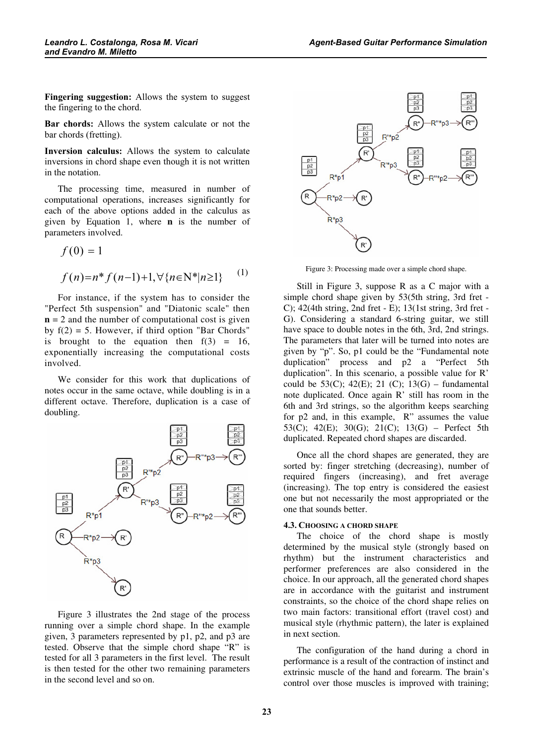**Fingering suggestion:** Allows the system to suggest the fingering to the chord.

**Bar chords:** Allows the system calculate or not the bar chords (fretting).

**Inversion calculus:** Allows the system to calculate inversions in chord shape even though it is not written in the notation.

The processing time, measured in number of computational operations, increases significantly for each of the above options added in the calculus as given by Equation 1, where **n** is the number of parameters involved.

$$f(0) = 1$$

$$f(n) = n * f(n-1) + 1, \forall \{n \in \mathrm{N}^* | n \geq 1\} \quad (1)$$

For instance, if the system has to consider the "Perfect 5th suspension" and "Diatonic scale" then **n** = 2 and the number of computational cost is given by f(2) = 5. However, if third option "Bar Chords" is brought to the equation then f(3) = 16, exponentially increasing the computational costs involved.

We consider for this work that duplications of notes occur in the same octave, while doubling is in a different octave. Therefore, duplication is a case of doubling.

Figure 3 illustrates the 2nd stage of the process running over a simple chord shape. In the example given, 3 parameters represented by p1, p2, and p3 are tested. Observe that the simple chord shape "R" is tested for all 3 parameters in the first level. The result is then tested for the other two remaining parameters in the second level and so on.

Figure 3: Processing made over a simple chord shape.

Still in Figure 3, suppose R as a C major with a simple chord shape given by 53(5th string, 3rd fret - C); 42(4th string, 2nd fret - E); 13(1st string, 3rd fret - G). Considering a standard 6-string guitar, we still have space to double notes in the 6th, 3rd, 2nd strings. The parameters that later will be turned into notes are given by "p". So, p1 could be the "Fundamental note duplication" process and p2 a "Perfect 5th duplication". In this scenario, a possible value for R' could be 53(C); 42(E); 21 (C); 13(G) – fundamental note duplicated. Once again R' still has room in the 6th and 3rd strings, so the algorithm keeps searching for p2 and, in this example, R" assumes the value 53(C); 42(E); 30(G); 21(C); 13(G) – Perfect 5th duplicated. Repeated chord shapes are discarded.

Once all the chord shapes are generated, they are sorted by: finger stretching (decreasing), number of required fingers (increasing), and fret average (increasing). The top entry is considered the easiest one but not necessarily the most appropriated or the one that sounds better.

### 4.3. Choosing a chord shape

The choice of the chord shape is mostly determined by the musical style (strongly based on rhythm) but the instrument characteristics and performer preferences are also considered in the choice. In our approach, all the generated chord shapes are in accordance with the guitarist and instrument constraints, so the choice of the chord shape relies on two main factors: transitional effort (travel cost) and musical style (rhythmic pattern), the later is explained in next section.

The configuration of the hand during a chord in performance is a result of the contraction of instinct and extrinsic muscle of the hand and forearm. The brain's control over those muscles is improved with training;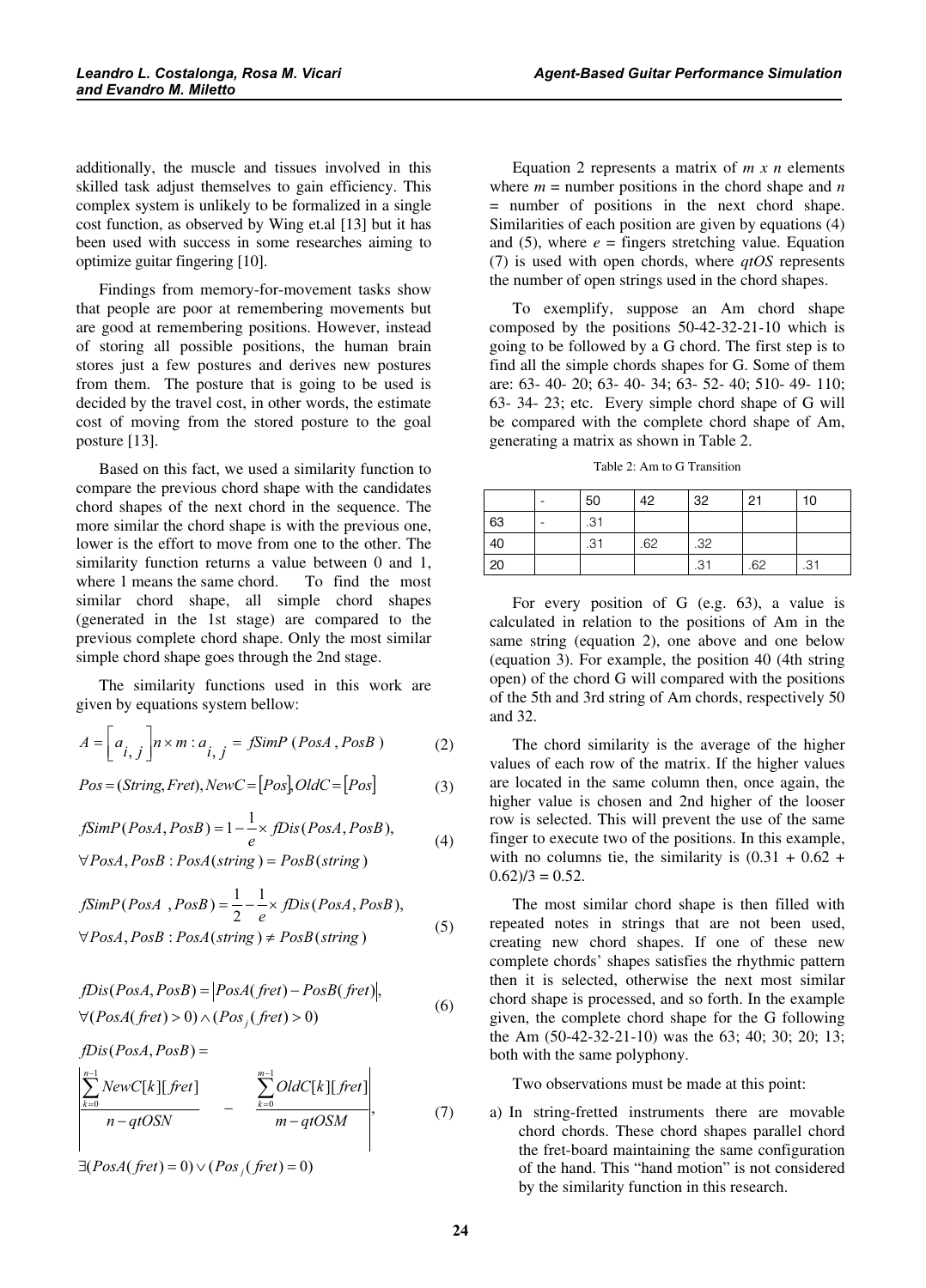additionally, the muscle and tissues involved in this skilled task adjust themselves to gain efficiency. This complex system is unlikely to be formalized in a single cost function, as observed by Wing et.al [13] but it has been used with success in some researches aiming to optimize guitar fingering [10].

Findings from memory-for-movement tasks show that people are poor at remembering movements but are good at remembering positions. However, instead of storing all possible positions, the human brain stores just a few postures and derives new postures from them. The posture that is going to be used is decided by the travel cost, in other words, the estimate cost of moving from the stored posture to the goal posture [13].

Based on this fact, we used a similarity function to compare the previous chord shape with the candidates chord shapes of the next chord in the sequence. The more similar the chord shape is with the previous one, lower is the effort to move from one to the other. The similarity function returns a value between 0 and 1, where 1 means the same chord. To find the most similar chord shape, all simple chord shapes (generated in the 1st stage) are compared to the previous complete chord shape. Only the most similar simple chord shape goes through the 2nd stage.

The similarity functions used in this work are given by equations system bellow:

$$A = \left[ a_{i,j} \right] n \times m : a_{i,j} = fSimP(PosA, PosB) \tag{2}$$

$$Pos = (String, Fret), NewC = [Pos], OldC = [Pos] \tag{3}$$

$$fSimP(PosA, PosB) = 1 - \frac{1}{e} \times fDis(PosA, PosB), \quad \forall PosA, PosB : PosA(string) = PosB(string) \tag{4}$$

$$fSimP(PosA, PosB) = \frac{1}{2} - \frac{1}{e} \times fDis(PosA, PosB), \quad \forall PosA, PosB : PosA(string) \neq PosB(string) \tag{5}$$

$$fDis(PosA, PosB) = \left| PosA(fret) - PosB(fret) \right|, \quad \forall (PosA(fret) > 0) \wedge (Pos_j(fret) > 0) \tag{6}$$

$$fDis(PosA, PosB) = \left| \frac{\sum_{k=0}^{n-1} NewC[k][fret]}{n - qtOSN} - \frac{\sum_{k=0}^{m-1} OldC[k][fret]}{m - qtOSM} \right|, \quad \exists (PosA(fret) = 0) \vee (Pos_j(fret) = 0) \tag{7}$$

Equation 2 represents a matrix of $m \times n$ elements where $m$ = number positions in the chord shape and $n$ = number of positions in the next chord shape. Similarities of each position are given by equations (4) and (5), where $e$ = fingers stretching value. Equation (7) is used with open chords, where $qtOS$ represents the number of open strings used in the chord shapes.

To exemplify, suppose an Am chord shape composed by the positions 50-42-32-21-10 which is going to be followed by a G chord. The first step is to find all the simple chords shapes for G. Some of them are: 63- 40- 20; 63- 40- 34; 63- 52- 40; 510- 49- 110; 63- 34- 23; etc. Every simple chord shape of G will be compared with the complete chord shape of Am, generating a matrix as shown in Table 2.

Table 2: Am to G Transition

| | - | 50 | 42 | 32 | 21 | 10 |
|---|---|---|---|---|---|---|
| 63 | - | .31 | | | | |
| 40 | | .31 | .62 | .32 | | |
| 20 | | | | .31 | .62 | .31 |

For every position of G (e.g. 63), a value is calculated in relation to the positions of Am in the same string (equation 2), one above and one below (equation 3). For example, the position 40 (4th string open) of the chord G will compared with the positions of the 5th and 3rd string of Am chords, respectively 50 and 32.

The chord similarity is the average of the higher values of each row of the matrix. If the higher values are located in the same column then, once again, the higher value is chosen and 2nd higher of the looser row is selected. This will prevent the use of the same finger to execute two of the positions. In this example, with no columns tie, the similarity is $(0.31 + 0.62 + 0.62)/3 = 0.52$.

The most similar chord shape is then filled with repeated notes in strings that are not been used, creating new chord shapes. If one of these new complete chords' shapes satisfies the rhythmic pattern then it is selected, otherwise the next most similar chord shape is processed, and so forth. In the example given, the complete chord shape for the G following the Am (50-42-32-21-10) was the 63; 40; 30; 20; 13; both with the same polyphony.

Two observations must be made at this point:

a) In string-fretted instruments there are movable chord chords. These chord shapes parallel chord the fret-board maintaining the same configuration of the hand. This "hand motion" is not considered by the similarity function in this research.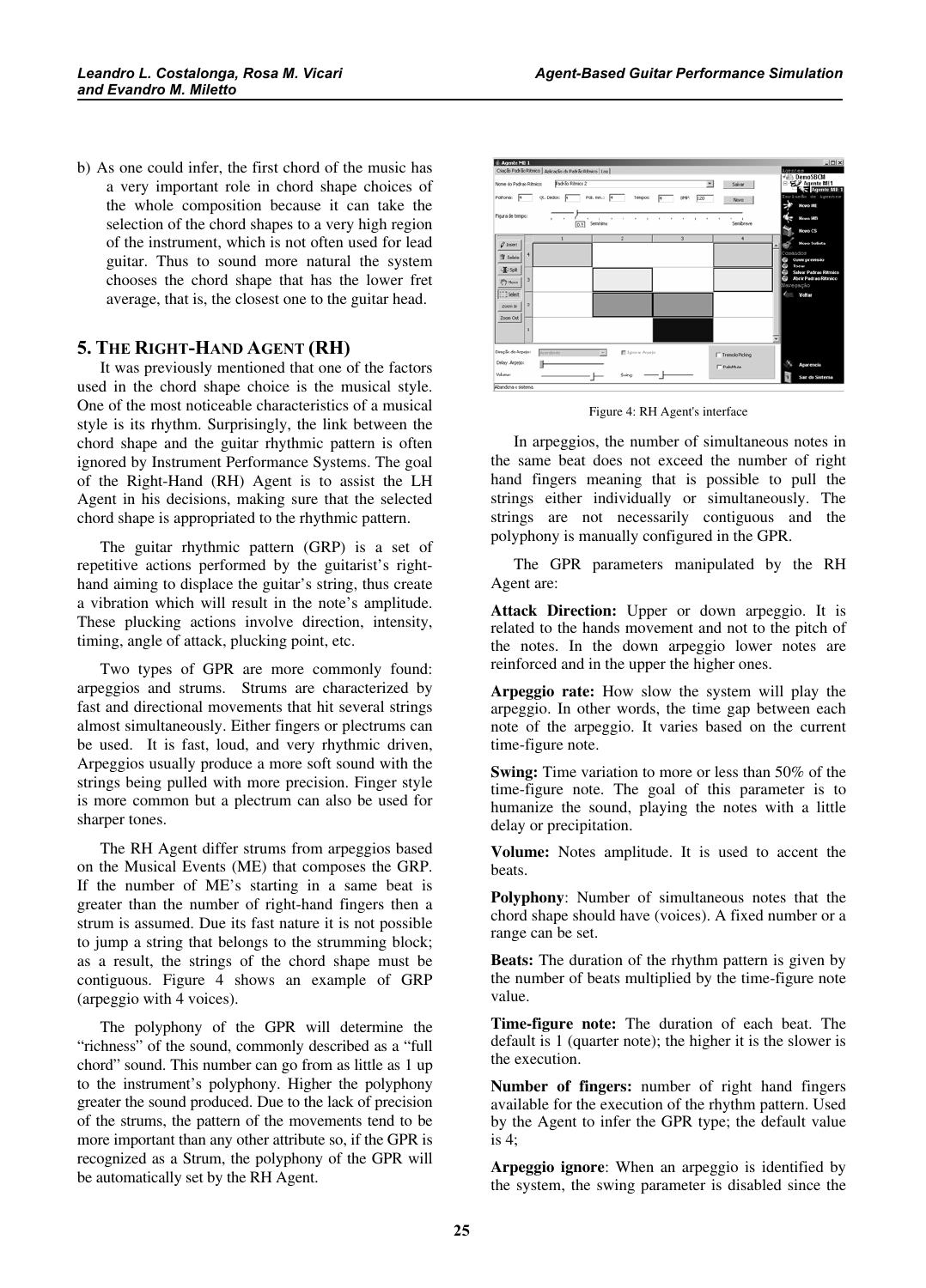b) As one could infer, the first chord of the music has a very important role in chord shape choices of the whole composition because it can take the selection of the chord shapes to a very high region of the instrument, which is not often used for lead guitar. Thus to sound more natural the system chooses the chord shape that has the lower fret average, that is, the closest one to the guitar head.

## 5. THE RIGHT-HAND AGENT (RH)

It was previously mentioned that one of the factors used in the chord shape choice is the musical style. One of the most noticeable characteristics of a musical style is its rhythm. Surprisingly, the link between the chord shape and the guitar rhythmic pattern is often ignored by Instrument Performance Systems. The goal of the Right-Hand (RH) Agent is to assist the LH Agent in his decisions, making sure that the selected chord shape is appropriated to the rhythmic pattern.

The guitar rhythmic pattern (GRP) is a set of repetitive actions performed by the guitarist's right-hand aiming to displace the guitar's string, thus create a vibration which will result in the note's amplitude. These plucking actions involve direction, intensity, timing, angle of attack, plucking point, etc.

Two types of GPR are more commonly found: arpeggios and strums. Strums are characterized by fast and directional movements that hit several strings almost simultaneously. Either fingers or plectrums can be used. It is fast, loud, and very rhythmic driven, Arpeggios usually produce a more soft sound with the strings being pulled with more precision. Finger style is more common but a plectrum can also be used for sharper tones.

The RH Agent differ strums from arpeggios based on the Musical Events (ME) that composes the GRP. If the number of ME's starting in a same beat is greater than the number of right-hand fingers then a strum is assumed. Due its fast nature it is not possible to jump a string that belongs to the strumming block; as a result, the strings of the chord shape must be contiguous. Figure 4 shows an example of GRP (arpeggio with 4 voices).

The polyphony of the GPR will determine the "richness" of the sound, commonly described as a "full chord" sound. This number can go from as little as 1 up to the instrument's polyphony. Higher the polyphony greater the sound produced. Due to the lack of precision of the strums, the pattern of the movements tend to be more important than any other attribute so, if the GPR is recognized as a Strum, the polyphony of the GPR will be automatically set by the RH Agent.

Figure 4: RH Agent's interface

In arpeggios, the number of simultaneous notes in the same beat does not exceed the number of right hand fingers meaning that is possible to pull the strings either individually or simultaneously. The strings are not necessarily contiguous and the polyphony is manually configured in the GPR.

The GPR parameters manipulated by the RH Agent are:

**Attack Direction:** Upper or down arpeggio. It is related to the hands movement and not to the pitch of the notes. In the down arpeggio lower notes are reinforced and in the upper the higher ones.

**Arpeggio rate:** How slow the system will play the arpeggio. In other words, the time gap between each note of the arpeggio. It varies based on the current time-figure note.

**Swing:** Time variation to more or less than 50% of the time-figure note. The goal of this parameter is to humanize the sound, playing the notes with a little delay or precipitation.

**Volume:** Notes amplitude. It is used to accent the beats.

**Polyphony**: Number of simultaneous notes that the chord shape should have (voices). A fixed number or a range can be set.

**Beats:** The duration of the rhythm pattern is given by the number of beats multiplied by the time-figure note value.

**Time-figure note:** The duration of each beat. The default is 1 (quarter note); the higher it is the slower is the execution.

**Number of fingers:** number of right hand fingers available for the execution of the rhythm pattern. Used by the Agent to infer the GPR type; the default value is 4;

**Arpeggio ignore**: When an arpeggio is identified by the system, the swing parameter is disabled since the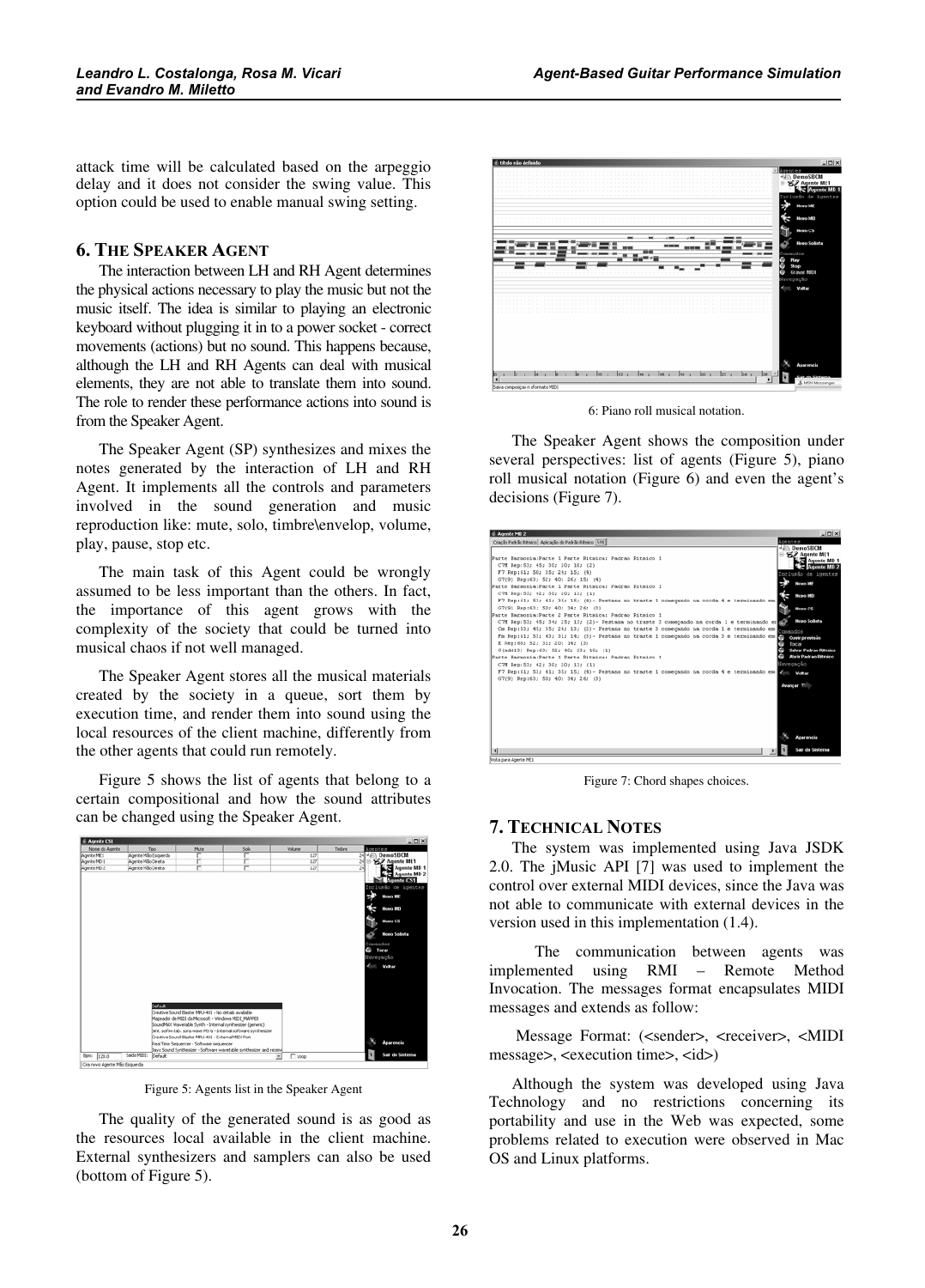attack time will be calculated based on the arpeggio delay and it does not consider the swing value. This option could be used to enable manual swing setting.

## 6. THE SPEAKER AGENT

The interaction between LH and RH Agent determines the physical actions necessary to play the music but not the music itself. The idea is similar to playing an electronic keyboard without plugging it in to a power socket - correct movements (actions) but no sound. This happens because, although the LH and RH Agents can deal with musical elements, they are not able to translate them into sound. The role to render these performance actions into sound is from the Speaker Agent.

The Speaker Agent (SP) synthesizes and mixes the notes generated by the interaction of LH and RH Agent. It implements all the controls and parameters involved in the sound generation and music reproduction like: mute, solo, timbre\envelop, volume, play, pause, stop etc.

The main task of this Agent could be wrongly assumed to be less important than the others. In fact, the importance of this agent grows with the complexity of the society that could be turned into musical chaos if not well managed.

The Speaker Agent stores all the musical materials created by the society in a queue, sort them by execution time, and render them into sound using the local resources of the client machine, differently from the other agents that could run remotely.

Figure 5 shows the list of agents that belong to a certain compositional and how the sound attributes can be changed using the Speaker Agent.

Figure 5: Agents list in the Speaker Agent

The quality of the generated sound is as good as the resources local available in the client machine. External synthesizers and samplers can also be used (bottom of Figure 5).

6: Piano roll musical notation.

The Speaker Agent shows the composition under several perspectives: list of agents (Figure 5), piano roll musical notation (Figure 6) and even the agent's decisions (Figure 7).

Figure 7: Chord shapes choices.

## 7. TECHNICAL NOTES

The system was implemented using Java JSDK 2.0. The jMusic API [7] was used to implement the control over external MIDI devices, since the Java was not able to communicate with external devices in the version used in this implementation (1.4).

The communication between agents was implemented using RMI – Remote Method Invocation. The messages format encapsulates MIDI messages and extends as follow:

Message Format: (<sender>, <receiver>, <MIDI message>, <execution time>, <id>)

Although the system was developed using Java Technology and no restrictions concerning its portability and use in the Web was expected, some problems related to execution were observed in Mac OS and Linux platforms.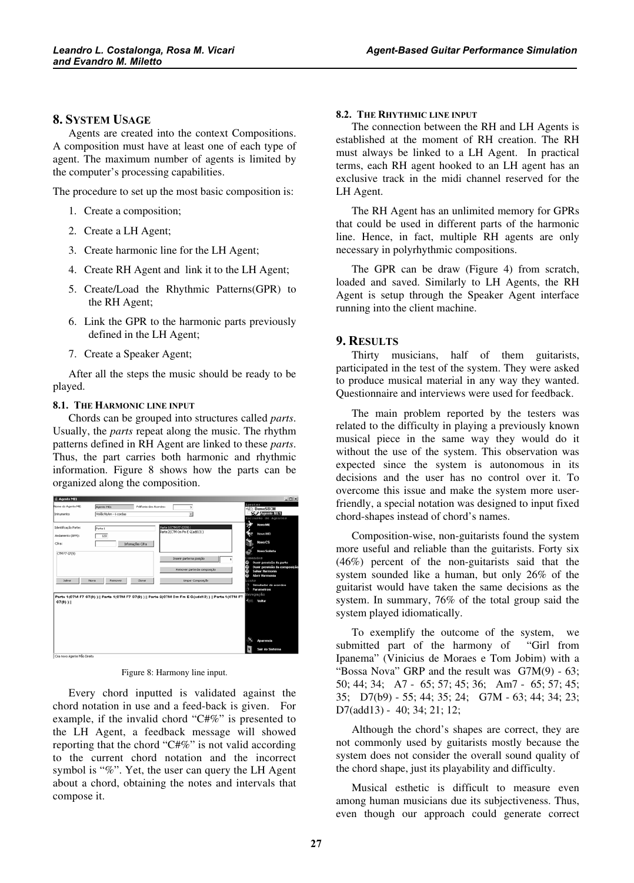## 8. SYSTEM USAGE

Agents are created into the context Compositions. A composition must have at least one of each type of agent. The maximum number of agents is limited by the computer's processing capabilities.

The procedure to set up the most basic composition is:

1. Create a composition;
2. Create a LH Agent;
3. Create harmonic line for the LH Agent;
4. Create RH Agent and link it to the LH Agent;
5. Create/Load the Rhythmic Patterns(GPR) to the RH Agent;
6. Link the GPR to the harmonic parts previously defined in the LH Agent;
7. Create a Speaker Agent;

After all the steps the music should be ready to be played.

### 8.1. THE HARMONIC LINE INPUT

Chords can be grouped into structures called *parts*. Usually, the *parts* repeat along the music. The rhythm patterns defined in RH Agent are linked to these *parts*. Thus, the part carries both harmonic and rhythmic information. Figure 8 shows how the parts can be organized along the composition.

Figure 8: Harmony line input.

Every chord inputted is validated against the chord notation in use and a feed-back is given. For example, if the invalid chord "C#%" is presented to the LH Agent, a feedback message will showed reporting that the chord "C#%" is not valid according to the current chord notation and the incorrect symbol is "%". Yet, the user can query the LH Agent about a chord, obtaining the notes and intervals that compose it.

### 8.2. THE RHYTHMIC LINE INPUT

The connection between the RH and LH Agents is established at the moment of RH creation. The RH must always be linked to a LH Agent. In practical terms, each RH agent hooked to an LH agent has an exclusive track in the midi channel reserved for the LH Agent.

The RH Agent has an unlimited memory for GPRs that could be used in different parts of the harmonic line. Hence, in fact, multiple RH agents are only necessary in polyrhythmic compositions.

The GPR can be draw (Figure 4) from scratch, loaded and saved. Similarly to LH Agents, the RH Agent is setup through the Speaker Agent interface running into the client machine.

## 9. RESULTS

Thirty musicians, half of them guitarists, participated in the test of the system. They were asked to produce musical material in any way they wanted. Questionnaire and interviews were used for feedback.

The main problem reported by the testers was related to the difficulty in playing a previously known musical piece in the same way they would do it without the use of the system. This observation was expected since the system is autonomous in its decisions and the user has no control over it. To overcome this issue and make the system more user-friendly, a special notation was designed to input fixed chord-shapes instead of chord's names.

Composition-wise, non-guitarists found the system more useful and reliable than the guitarists. Forty six (46%) percent of the non-guitarists said that the system sounded like a human, but only 26% of the guitarist would have taken the same decisions as the system. In summary, 76% of the total group said the system played idiomatically.

To exemplify the outcome of the system, we submitted part of the harmony of "Girl from Ipanema" (Vinicius de Moraes e Tom Jobim) with a "Bossa Nova" GRP and the result was G7M(9) - 63; 50; 44; 34; A7 - 65; 57; 45; 36; Am7 - 65; 57; 45; 35; D7(b9) - 55; 44; 35; 24; G7M - 63; 44; 34; 23; D7(add13) - 40; 34; 21; 12;

Although the chord's shapes are correct, they are not commonly used by guitarists mostly because the system does not consider the overall sound quality of the chord shape, just its playability and difficulty.

Musical esthetic is difficult to measure even among human musicians due its subjectiveness. Thus, even though our approach could generate correct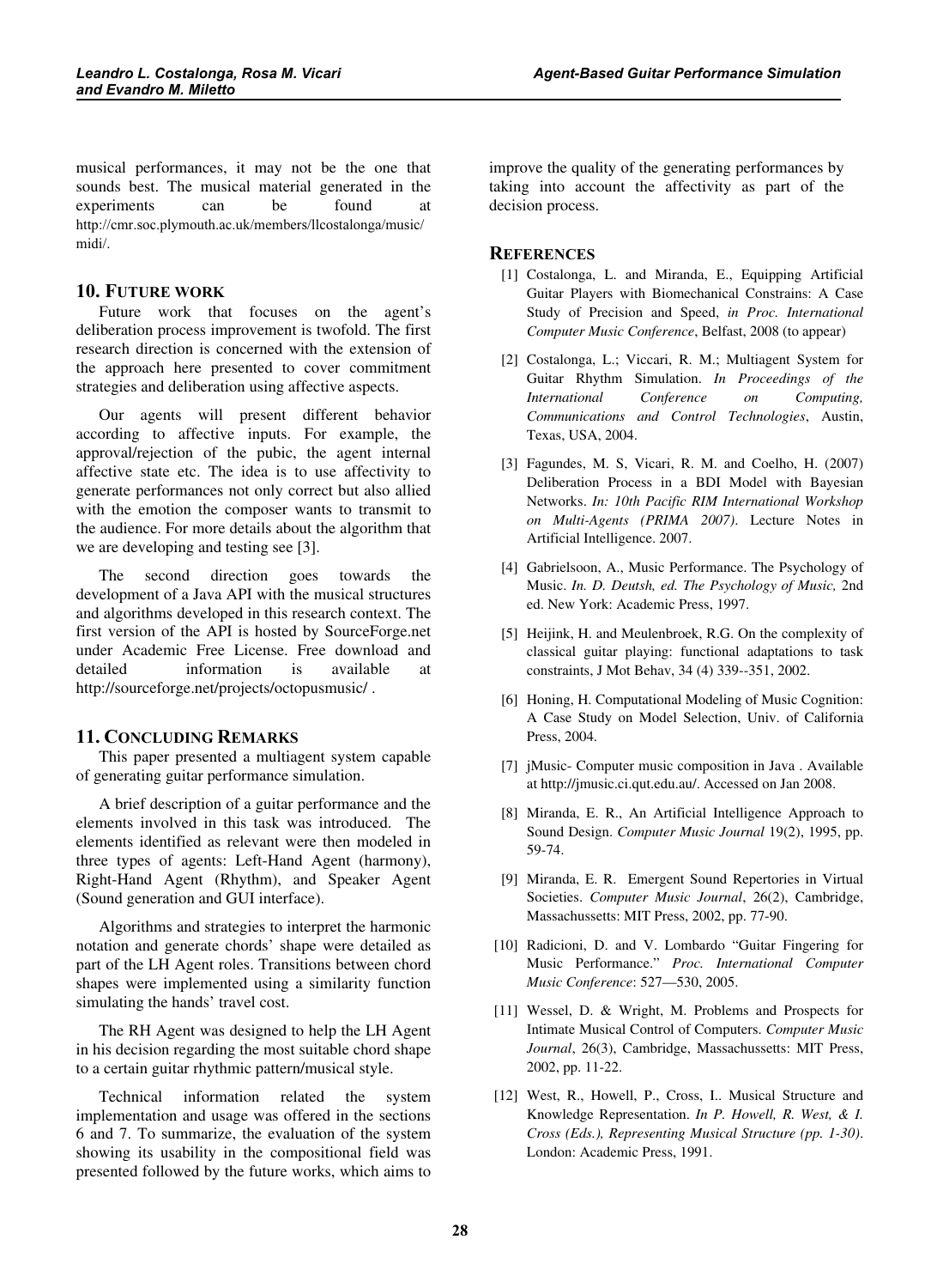musical performances, it may not be the one that sounds best. The musical material generated in the experiments can be found at http://cmr.soc.plymouth.ac.uk/members/llcostalonga/music/midi/.

## 10. FUTURE WORK

Future work that focuses on the agent's deliberation process improvement is twofold. The first research direction is concerned with the extension of the approach here presented to cover commitment strategies and deliberation using affective aspects.

Our agents will present different behavior according to affective inputs. For example, the approval/rejection of the pubic, the agent internal affective state etc. The idea is to use affectivity to generate performances not only correct but also allied with the emotion the composer wants to transmit to the audience. For more details about the algorithm that we are developing and testing see [3].

The second direction goes towards the development of a Java API with the musical structures and algorithms developed in this research context. The first version of the API is hosted by SourceForge.net under Academic Free License. Free download and detailed information is available at http://sourceforge.net/projects/octopusmusic/ .

## 11. CONCLUDING REMARKS

This paper presented a multiagent system capable of generating guitar performance simulation.

A brief description of a guitar performance and the elements involved in this task was introduced. The elements identified as relevant were then modeled in three types of agents: Left-Hand Agent (harmony), Right-Hand Agent (Rhythm), and Speaker Agent (Sound generation and GUI interface).

Algorithms and strategies to interpret the harmonic notation and generate chords' shape were detailed as part of the LH Agent roles. Transitions between chord shapes were implemented using a similarity function simulating the hands' travel cost.

The RH Agent was designed to help the LH Agent in his decision regarding the most suitable chord shape to a certain guitar rhythmic pattern/musical style.

Technical information related the system implementation and usage was offered in the sections 6 and 7. To summarize, the evaluation of the system showing its usability in the compositional field was presented followed by the future works, which aims to improve the quality of the generating performances by taking into account the affectivity as part of the decision process.

## REFERENCES

[1] Costalonga, L. and Miranda, E., Equipping Artificial Guitar Players with Biomechanical Constrains: A Case Study of Precision and Speed, *in Proc. International Computer Music Conference*, Belfast, 2008 (to appear)

[2] Costalonga, L.; Viccari, R. M.; Multiagent System for Guitar Rhythm Simulation. *In Proceedings of the International Conference on Computing, Communications and Control Technologies*, Austin, Texas, USA, 2004.

[3] Fagundes, M. S, Vicari, R. M. and Coelho, H. (2007) Deliberation Process in a BDI Model with Bayesian Networks. *In: 10th Pacific RIM International Workshop on Multi-Agents (PRIMA 2007)*. Lecture Notes in Artificial Intelligence. 2007.

[4] Gabrielsoon, A., Music Performance. The Psychology of Music. *In. D. Deutsh, ed. The Psychology of Music,* 2nd ed. New York: Academic Press, 1997.

[5] Heijink, H. and Meulenbroek, R.G. On the complexity of classical guitar playing: functional adaptations to task constraints, J Mot Behav, 34 (4) 339--351, 2002.

[6] Honing, H. Computational Modeling of Music Cognition: A Case Study on Model Selection, Univ. of California Press, 2004.

[7] jMusic- Computer music composition in Java . Available at http://jmusic.ci.qut.edu.au/. Accessed on Jan 2008.

[8] Miranda, E. R., An Artificial Intelligence Approach to Sound Design. *Computer Music Journal* 19(2), 1995, pp. 59-74.

[9] Miranda, E. R. Emergent Sound Repertories in Virtual Societies. *Computer Music Journal*, 26(2), Cambridge, Massachussetts: MIT Press, 2002, pp. 77-90.

[10] Radicioni, D. and V. Lombardo "Guitar Fingering for Music Performance." *Proc. International Computer Music Conference*: 527—530, 2005.

[11] Wessel, D. & Wright, M. Problems and Prospects for Intimate Musical Control of Computers. *Computer Music Journal*, 26(3), Cambridge, Massachussetts: MIT Press, 2002, pp. 11-22.

[12] West, R., Howell, P., Cross, I.. Musical Structure and Knowledge Representation. *In P. Howell, R. West, & I. Cross (Eds.), Representing Musical Structure (pp. 1-30)*. London: Academic Press, 1991.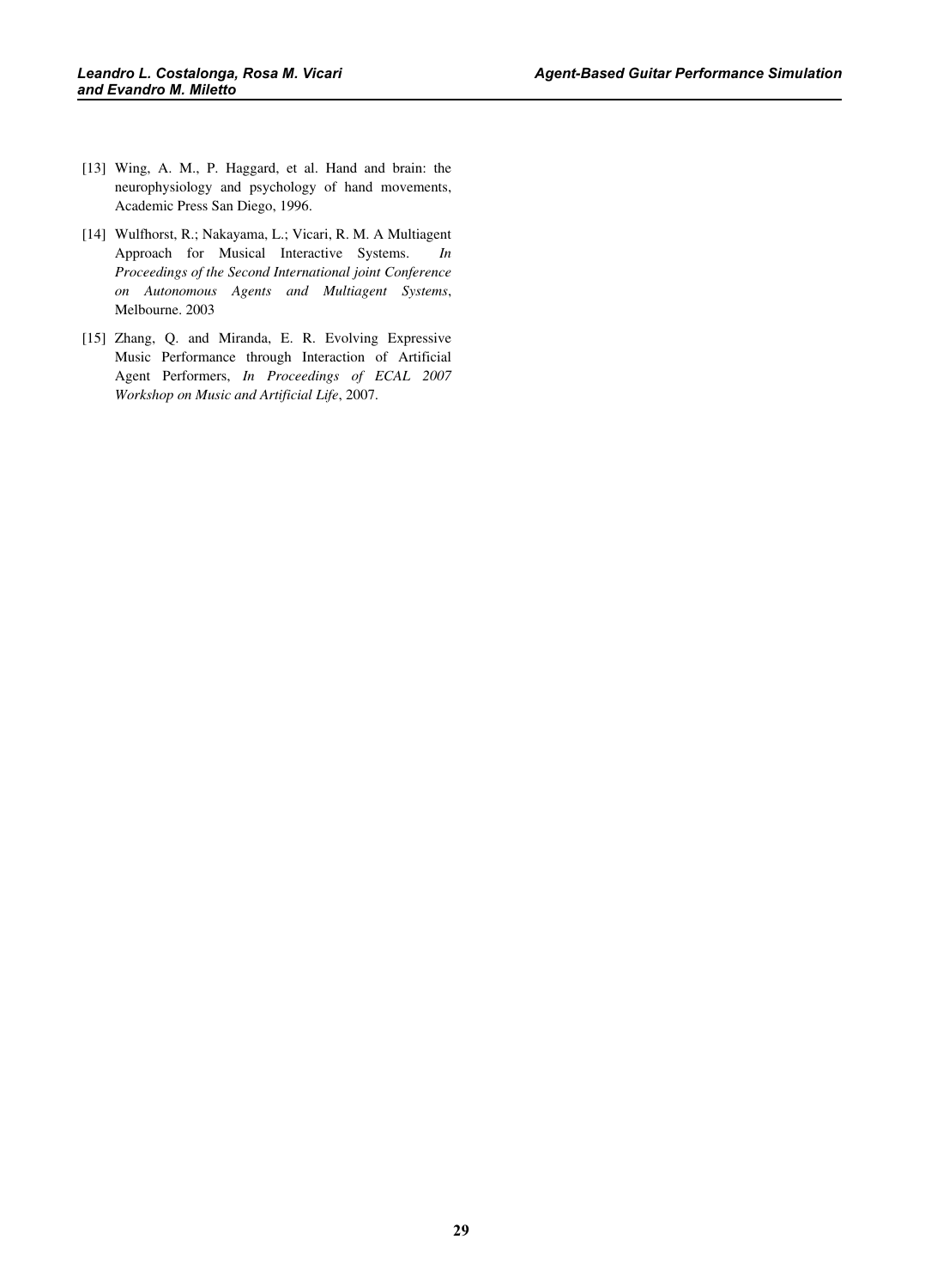[13] Wing, A. M., P. Haggard, et al. Hand and brain: the neurophysiology and psychology of hand movements, Academic Press San Diego, 1996.

[14] Wulfhorst, R.; Nakayama, L.; Vicari, R. M. A Multiagent Approach for Musical Interactive Systems. *In Proceedings of the Second International joint Conference on Autonomous Agents and Multiagent Systems*, Melbourne. 2003

[15] Zhang, Q. and Miranda, E. R. Evolving Expressive Music Performance through Interaction of Artificial Agent Performers, *In Proceedings of ECAL 2007 Workshop on Music and Artificial Life*, 2007.